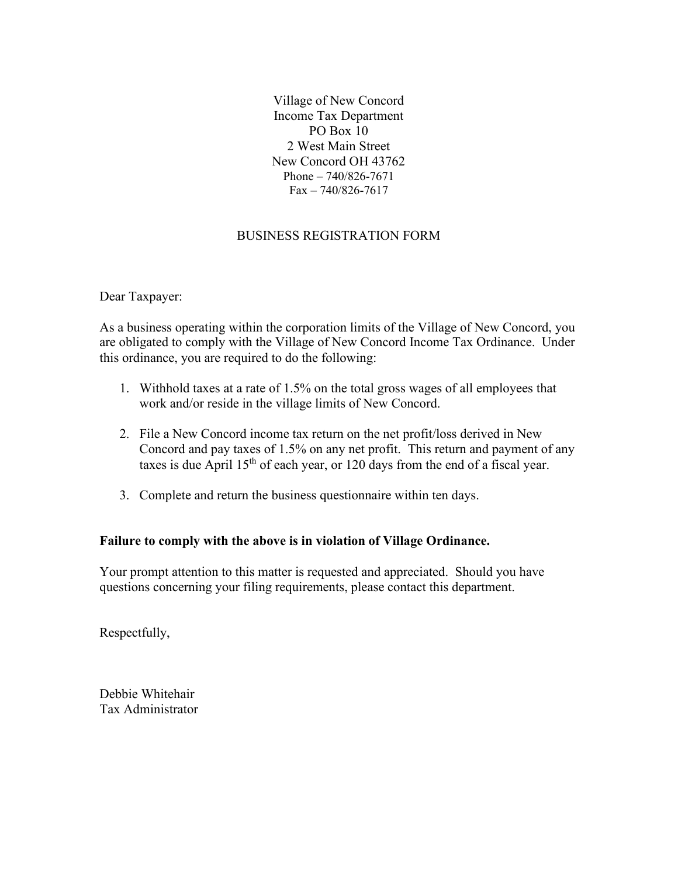Village of New Concord
Income Tax Department
PO Box 10
2 West Main Street
New Concord OH 43762
Phone – 740/826-7671
Fax – 740/826-7617

# BUSINESS REGISTRATION FORM

Dear Taxpayer:

As a business operating within the corporation limits of the Village of New Concord, you are obligated to comply with the Village of New Concord Income Tax Ordinance. Under this ordinance, you are required to do the following:

1. Withhold taxes at a rate of 1.5% on the total gross wages of all employees that work and/or reside in the village limits of New Concord.
2. File a New Concord income tax return on the net profit/loss derived in New Concord and pay taxes of 1.5% on any net profit. This return and payment of any taxes is due April 15th of each year, or 120 days from the end of a fiscal year.
3. Complete and return the business questionnaire within ten days.

**Failure to comply with the above is in violation of Village Ordinance.**

Your prompt attention to this matter is requested and appreciated. Should you have questions concerning your filing requirements, please contact this department.

Respectfully,

Debbie Whitehair
Tax Administrator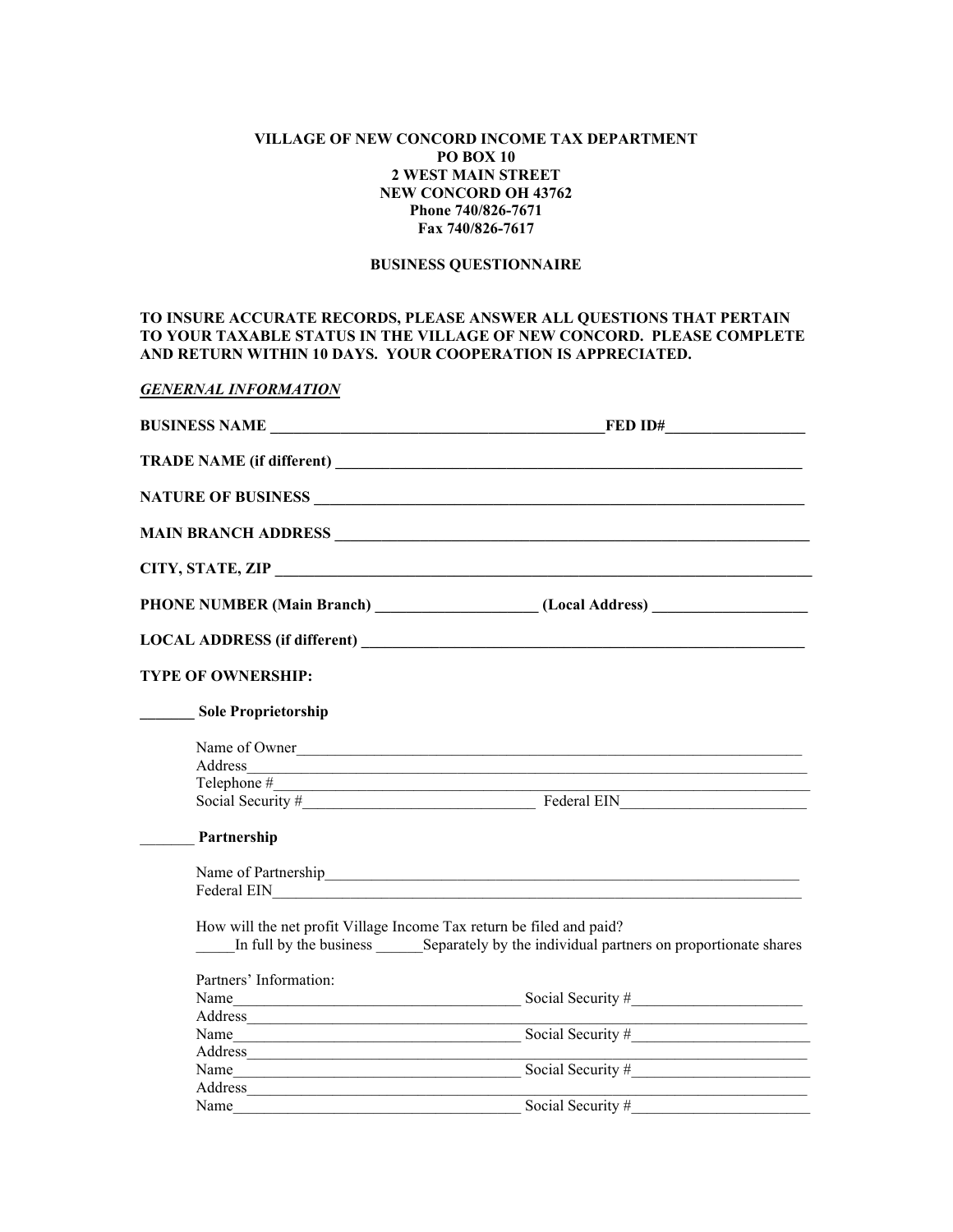**VILLAGE OF NEW CONCORD INCOME TAX DEPARTMENT**
**PO BOX 10**
**2 WEST MAIN STREET**
**NEW CONCORD OH 43762**
**Phone 740/826-7671**
**Fax 740/826-7617**

**BUSINESS QUESTIONNAIRE**

**TO INSURE ACCURATE RECORDS, PLEASE ANSWER ALL QUESTIONS THAT PERTAIN TO YOUR TAXABLE STATUS IN THE VILLAGE OF NEW CONCORD. PLEASE COMPLETE AND RETURN WITHIN 10 DAYS. YOUR COOPERATION IS APPRECIATED.**

***GENERNAL INFORMATION***

**BUSINESS NAME** ___________________________________________ **FED ID#** __________________

**TRADE NAME (if different)** _______________________________________________________________

**NATURE OF BUSINESS** ____________________________________________________________________

**MAIN BRANCH ADDRESS** ___________________________________________________________________

**CITY, STATE, ZIP** ________________________________________________________________________

**PHONE NUMBER (Main Branch)** ____________________ **(Local Address)** ___________________

**LOCAL ADDRESS (if different)** ______________________________________________________________

**TYPE OF OWNERSHIP:**

_______ **Sole Proprietorship**

Name of Owner_____________________________________________________________________
Address___________________________________________________________________________
Telephone #_______________________________________________________________________
Social Security #______________________________ Federal EIN________________________

_______ **Partnership**

Name of Partnership_______________________________________________________________
Federal EIN_______________________________________________________________________

How will the net profit Village Income Tax return be filed and paid?
_____In full by the business ______Separately by the individual partners on proportionate shares

Partners' Information:
Name_____________________________________ Social Security #______________________
Address___________________________________________________________________________
Name_____________________________________ Social Security #______________________
Address___________________________________________________________________________
Name_____________________________________ Social Security #______________________
Address___________________________________________________________________________
Name_____________________________________ Social Security #______________________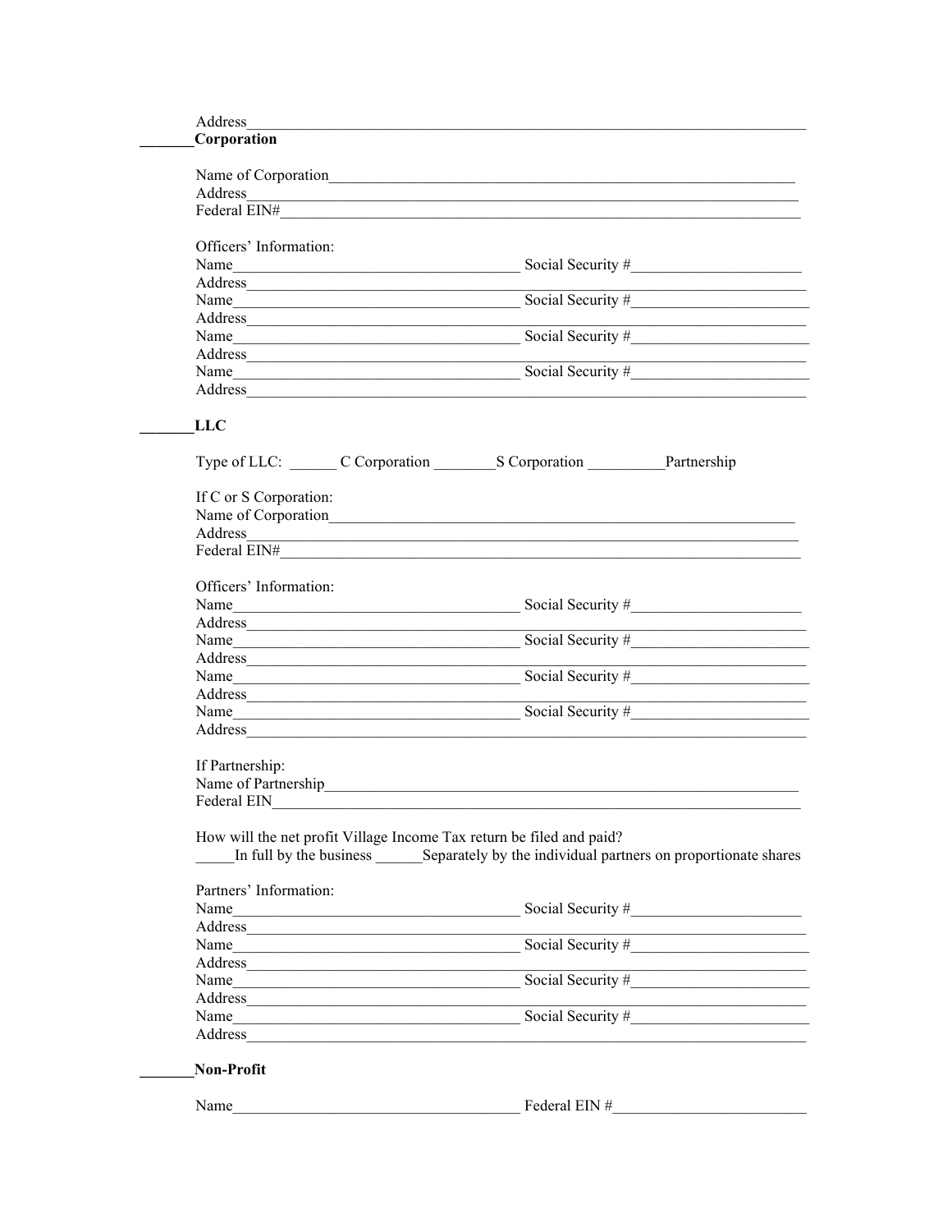Address___________________________________________________________________________

_______**Corporation**

Name of Corporation______________________________________________________________
Address___________________________________________________________________________
Federal EIN#________________________________________________________________________

Officers' Information:
Name_____________________________________ Social Security #______________________
Address___________________________________________________________________________
Name_____________________________________ Social Security #______________________
Address___________________________________________________________________________
Name_____________________________________ Social Security #______________________
Address___________________________________________________________________________
Name_____________________________________ Social Security #______________________
Address___________________________________________________________________________

_______**LLC**

Type of LLC: ______ C Corporation ________S Corporation __________Partnership

If C or S Corporation:
Name of Corporation______________________________________________________________
Address___________________________________________________________________________
Federal EIN#________________________________________________________________________

Officers' Information:
Name_____________________________________ Social Security #______________________
Address___________________________________________________________________________
Name_____________________________________ Social Security #______________________
Address___________________________________________________________________________
Name_____________________________________ Social Security #______________________
Address___________________________________________________________________________
Name_____________________________________ Social Security #______________________
Address___________________________________________________________________________

If Partnership:
Name of Partnership_______________________________________________________________
Federal EIN_________________________________________________________________________

How will the net profit Village Income Tax return be filed and paid?
_____In full by the business ______Separately by the individual partners on proportionate shares

Partners' Information:
Name_____________________________________ Social Security #______________________
Address___________________________________________________________________________
Name_____________________________________ Social Security #______________________
Address___________________________________________________________________________
Name_____________________________________ Social Security #______________________
Address___________________________________________________________________________
Name_____________________________________ Social Security #______________________
Address___________________________________________________________________________

_______**Non-Profit**

Name_____________________________________ Federal EIN #________________________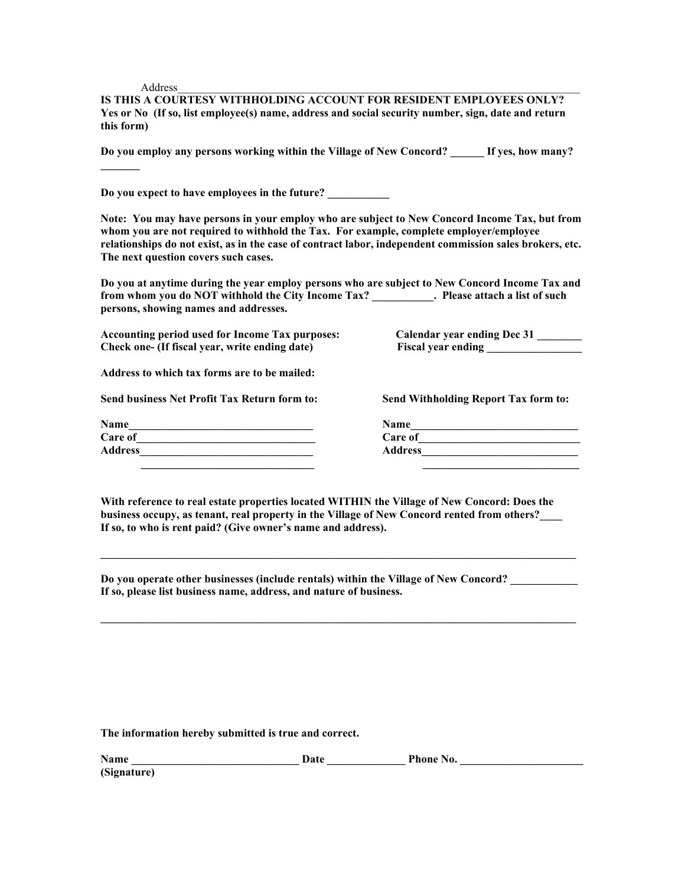Address_______________________________________________________________________

**IS THIS A COURTESY WITHHOLDING ACCOUNT FOR RESIDENT EMPLOYEES ONLY? Yes or No (If so, list employee(s) name, address and social security number, sign, date and return this form)**

**Do you employ any persons working within the Village of New Concord? ______ If yes, how many? _______**

**Do you expect to have employees in the future? ___________**

**Note: You may have persons in your employ who are subject to New Concord Income Tax, but from whom you are not required to withhold the Tax. For example, complete employer/employee relationships do not exist, as in the case of contract labor, independent commission sales brokers, etc. The next question covers such cases.**

**Do you at anytime during the year employ persons who are subject to New Concord Income Tax and from whom you do NOT withhold the City Income Tax? ___________. Please attach a list of such persons, showing names and addresses.**

**Accounting period used for Income Tax purposes:** **Calendar year ending Dec 31 ________**
**Check one- (If fiscal year, write ending date)** **Fiscal year ending _________________**

**Address to which tax forms are to be mailed:**

**Send business Net Profit Tax Return form to:**

**Name_________________________________**
**Care of________________________________**
**Address_______________________________**
**_______________________________**

**Send Withholding Report Tax form to:**

**Name______________________________**
**Care of_____________________________**
**Address____________________________**
**____________________________**

**With reference to real estate properties located WITHIN the Village of New Concord: Does the business occupy, as tenant, real property in the Village of New Concord rented from others?____ If so, to who is rent paid? (Give owner's name and address).**

___________________________________________________________________________________________

**Do you operate other businesses (include rentals) within the Village of New Concord? ____________ If so, please list business name, address, and nature of business.**

___________________________________________________________________________________________

**The information hereby submitted is true and correct.**

**Name _______________________________ Date ______________ Phone No. ______________________**
**(Signature)**